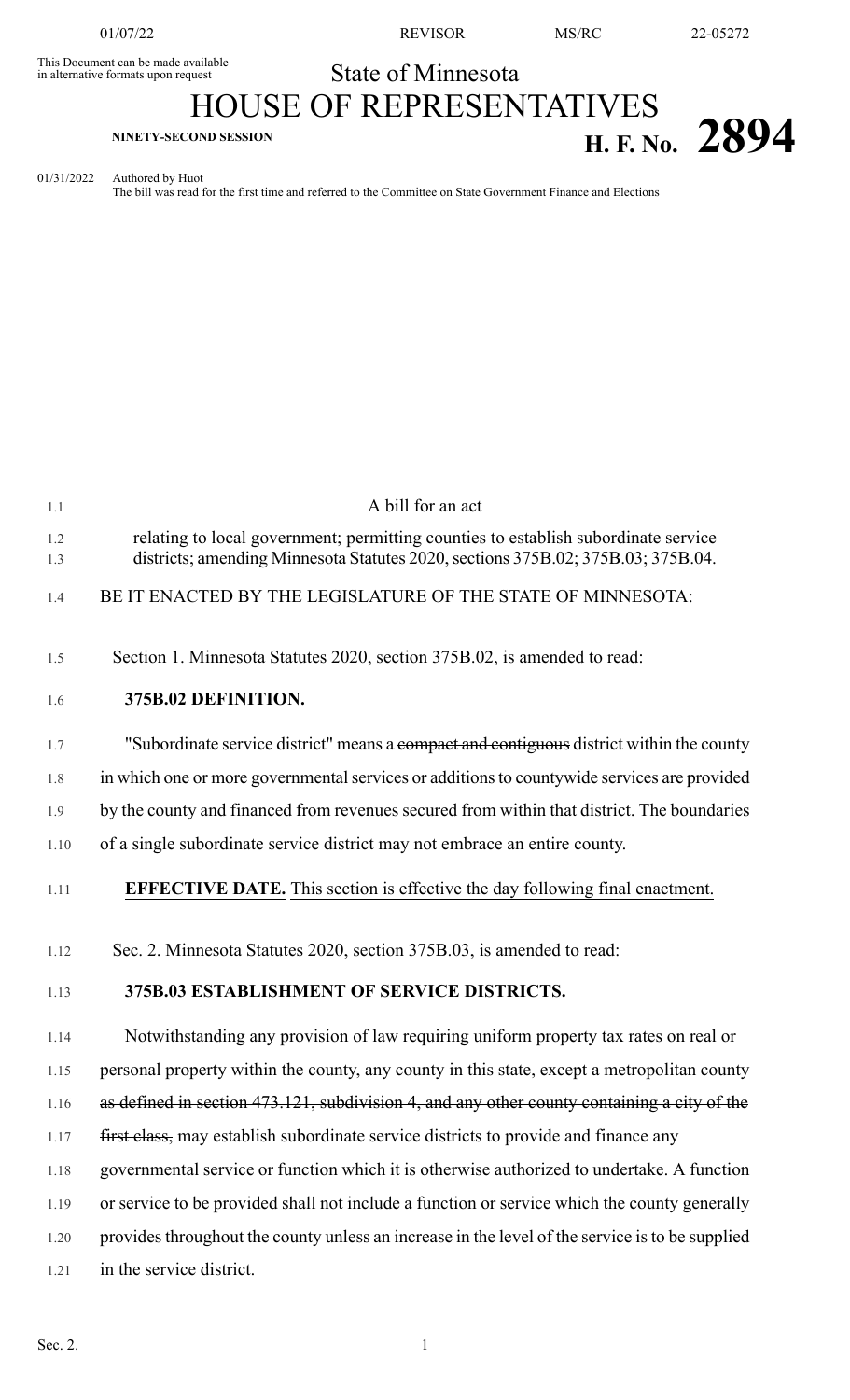This Document can be made available in alternative formats upon request

State of Minnesota

# HOUSE OF REPRESENTATIVES

NINETY-SECOND SESSION

**H. F. No. 2894**

01/31/2022 Authored by Huot
The bill was read for the first time and referred to the Committee on State Government Finance and Elections

A bill for an act

relating to local government; permitting counties to establish subordinate service districts; amending Minnesota Statutes 2020, sections 375B.02; 375B.03; 375B.04.

BE IT ENACTED BY THE LEGISLATURE OF THE STATE OF MINNESOTA:

Section 1. Minnesota Statutes 2020, section 375B.02, is amended to read:

**375B.02 DEFINITION.**

"Subordinate service district" means a ~~compact and contiguous~~ district within the county in which one or more governmental services or additions to countywide services are provided by the county and financed from revenues secured from within that district. The boundaries of a single subordinate service district may not embrace an entire county.

**EFFECTIVE DATE.** <u>This section is effective the day following final enactment.</u>

Sec. 2. Minnesota Statutes 2020, section 375B.03, is amended to read:

**375B.03 ESTABLISHMENT OF SERVICE DISTRICTS.**

Notwithstanding any provision of law requiring uniform property tax rates on real or personal property within the county, any county in this state~~, except a metropolitan county as defined in section 473.121, subdivision 4, and any other county containing a city of the first class,~~ may establish subordinate service districts to provide and finance any governmental service or function which it is otherwise authorized to undertake. A function or service to be provided shall not include a function or service which the county generally provides throughout the county unless an increase in the level of the service is to be supplied in the service district.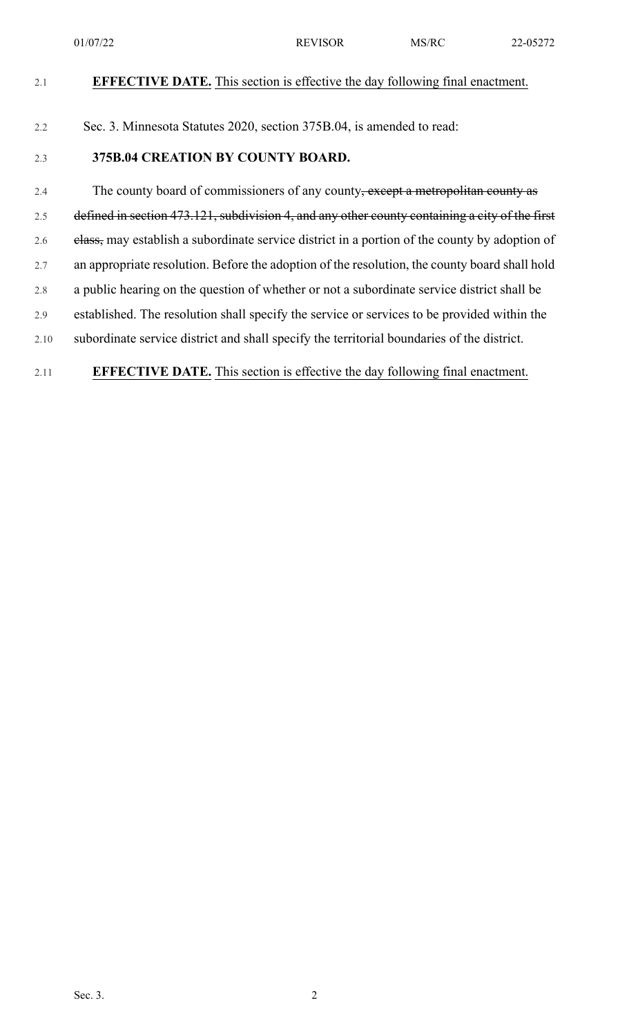**EFFECTIVE DATE.** This section is effective the day following final enactment.

Sec. 3. Minnesota Statutes 2020, section 375B.04, is amended to read:

**375B.04 CREATION BY COUNTY BOARD.**

The county board of commissioners of any county~~, except a metropolitan county as defined in section 473.121, subdivision 4, and any other county containing a city of the first class,~~ may establish a subordinate service district in a portion of the county by adoption of an appropriate resolution. Before the adoption of the resolution, the county board shall hold a public hearing on the question of whether or not a subordinate service district shall be established. The resolution shall specify the service or services to be provided within the subordinate service district and shall specify the territorial boundaries of the district.

**EFFECTIVE DATE.** This section is effective the day following final enactment.